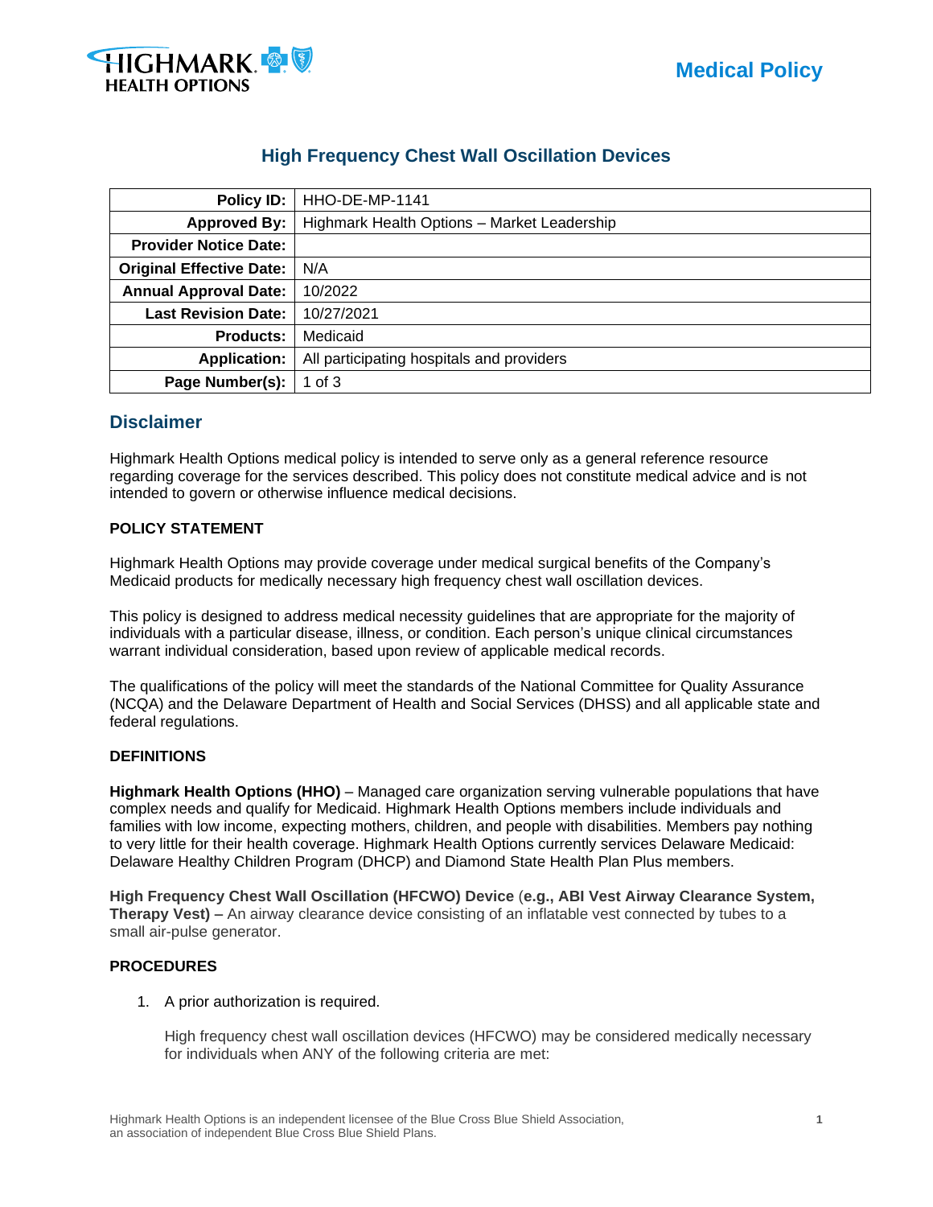# High Frequency Chest Wall Oscillation Devices

| | |
|---|---|
| **Policy ID:** | HHO-DE-MP-1141 |
| **Approved By:** | Highmark Health Options – Market Leadership |
| **Provider Notice Date:** | |
| **Original Effective Date:** | N/A |
| **Annual Approval Date:** | 10/2022 |
| **Last Revision Date:** | 10/27/2021 |
| **Products:** | Medicaid |
| **Application:** | All participating hospitals and providers |
| **Page Number(s):** | 1 of 3 |

## Disclaimer

Highmark Health Options medical policy is intended to serve only as a general reference resource regarding coverage for the services described. This policy does not constitute medical advice and is not intended to govern or otherwise influence medical decisions.

**POLICY STATEMENT**

Highmark Health Options may provide coverage under medical surgical benefits of the Company's Medicaid products for medically necessary high frequency chest wall oscillation devices.

This policy is designed to address medical necessity guidelines that are appropriate for the majority of individuals with a particular disease, illness, or condition. Each person's unique clinical circumstances warrant individual consideration, based upon review of applicable medical records.

The qualifications of the policy will meet the standards of the National Committee for Quality Assurance (NCQA) and the Delaware Department of Health and Social Services (DHSS) and all applicable state and federal regulations.

**DEFINITIONS**

**Highmark Health Options (HHO)** – Managed care organization serving vulnerable populations that have complex needs and qualify for Medicaid. Highmark Health Options members include individuals and families with low income, expecting mothers, children, and people with disabilities. Members pay nothing to very little for their health coverage. Highmark Health Options currently services Delaware Medicaid: Delaware Healthy Children Program (DHCP) and Diamond State Health Plan Plus members.

**High Frequency Chest Wall Oscillation (HFCWO) Device (e.g., ABI Vest Airway Clearance System, Therapy Vest) –** An airway clearance device consisting of an inflatable vest connected by tubes to a small air-pulse generator.

**PROCEDURES**

1. A prior authorization is required.

   High frequency chest wall oscillation devices (HFCWO) may be considered medically necessary for individuals when ANY of the following criteria are met: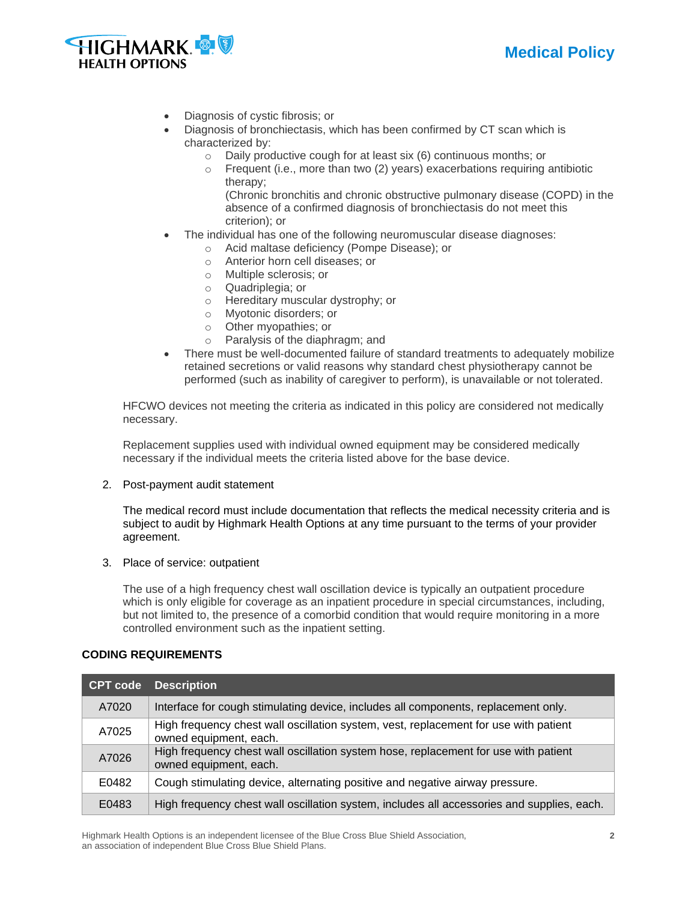- Diagnosis of cystic fibrosis; or
- Diagnosis of bronchiectasis, which has been confirmed by CT scan which is characterized by:
    - Daily productive cough for at least six (6) continuous months; or
    - Frequent (i.e., more than two (2) years) exacerbations requiring antibiotic therapy;
      (Chronic bronchitis and chronic obstructive pulmonary disease (COPD) in the absence of a confirmed diagnosis of bronchiectasis do not meet this criterion); or
- The individual has one of the following neuromuscular disease diagnoses:
    - Acid maltase deficiency (Pompe Disease); or
    - Anterior horn cell diseases; or
    - Multiple sclerosis; or
    - Quadriplegia; or
    - Hereditary muscular dystrophy; or
    - Myotonic disorders; or
    - Other myopathies; or
    - Paralysis of the diaphragm; and
- There must be well-documented failure of standard treatments to adequately mobilize retained secretions or valid reasons why standard chest physiotherapy cannot be performed (such as inability of caregiver to perform), is unavailable or not tolerated.

HFCWO devices not meeting the criteria as indicated in this policy are considered not medically necessary.

Replacement supplies used with individual owned equipment may be considered medically necessary if the individual meets the criteria listed above for the base device.

2. Post-payment audit statement

The medical record must include documentation that reflects the medical necessity criteria and is subject to audit by Highmark Health Options at any time pursuant to the terms of your provider agreement.

3. Place of service: outpatient

The use of a high frequency chest wall oscillation device is typically an outpatient procedure which is only eligible for coverage as an inpatient procedure in special circumstances, including, but not limited to, the presence of a comorbid condition that would require monitoring in a more controlled environment such as the inpatient setting.

## CODING REQUIREMENTS

| CPT code | Description |
|---|---|
| A7020 | Interface for cough stimulating device, includes all components, replacement only. |
| A7025 | High frequency chest wall oscillation system, vest, replacement for use with patient owned equipment, each. |
| A7026 | High frequency chest wall oscillation system hose, replacement for use with patient owned equipment, each. |
| E0482 | Cough stimulating device, alternating positive and negative airway pressure. |
| E0483 | High frequency chest wall oscillation system, includes all accessories and supplies, each. |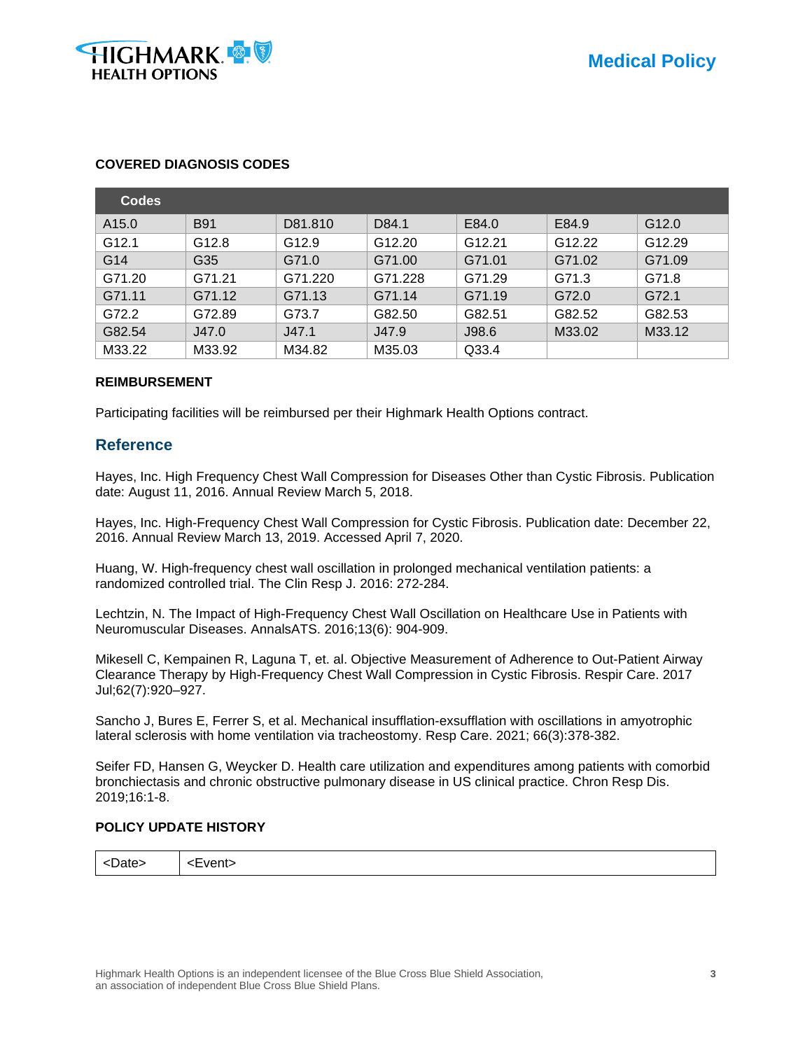### COVERED DIAGNOSIS CODES

| Codes | | | | | | |
|---|---|---|---|---|---|---|
| A15.0 | B91 | D81.810 | D84.1 | E84.0 | E84.9 | G12.0 |
| G12.1 | G12.8 | G12.9 | G12.20 | G12.21 | G12.22 | G12.29 |
| G14 | G35 | G71.0 | G71.00 | G71.01 | G71.02 | G71.09 |
| G71.20 | G71.21 | G71.220 | G71.228 | G71.29 | G71.3 | G71.8 |
| G71.11 | G71.12 | G71.13 | G71.14 | G71.19 | G72.0 | G72.1 |
| G72.2 | G72.89 | G73.7 | G82.50 | G82.51 | G82.52 | G82.53 |
| G82.54 | J47.0 | J47.1 | J47.9 | J98.6 | M33.02 | M33.12 |
| M33.22 | M33.92 | M34.82 | M35.03 | Q33.4 | | |

### REIMBURSEMENT

Participating facilities will be reimbursed per their Highmark Health Options contract.

## Reference

Hayes, Inc. High Frequency Chest Wall Compression for Diseases Other than Cystic Fibrosis. Publication date: August 11, 2016. Annual Review March 5, 2018.

Hayes, Inc. High-Frequency Chest Wall Compression for Cystic Fibrosis. Publication date: December 22, 2016. Annual Review March 13, 2019. Accessed April 7, 2020.

Huang, W. High-frequency chest wall oscillation in prolonged mechanical ventilation patients: a randomized controlled trial. The Clin Resp J. 2016: 272-284.

Lechtzin, N. The Impact of High-Frequency Chest Wall Oscillation on Healthcare Use in Patients with Neuromuscular Diseases. AnnalsATS. 2016;13(6): 904-909.

Mikesell C, Kempainen R, Laguna T, et. al. Objective Measurement of Adherence to Out-Patient Airway Clearance Therapy by High-Frequency Chest Wall Compression in Cystic Fibrosis. Respir Care. 2017 Jul;62(7):920–927.

Sancho J, Bures E, Ferrer S, et al. Mechanical insufflation-exsufflation with oscillations in amyotrophic lateral sclerosis with home ventilation via tracheostomy. Resp Care. 2021; 66(3):378-382.

Seifer FD, Hansen G, Weycker D. Health care utilization and expenditures among patients with comorbid bronchiectasis and chronic obstructive pulmonary disease in US clinical practice. Chron Resp Dis. 2019;16:1-8.

### POLICY UPDATE HISTORY

| | |
|---|---|
| <Date> | <Event> |